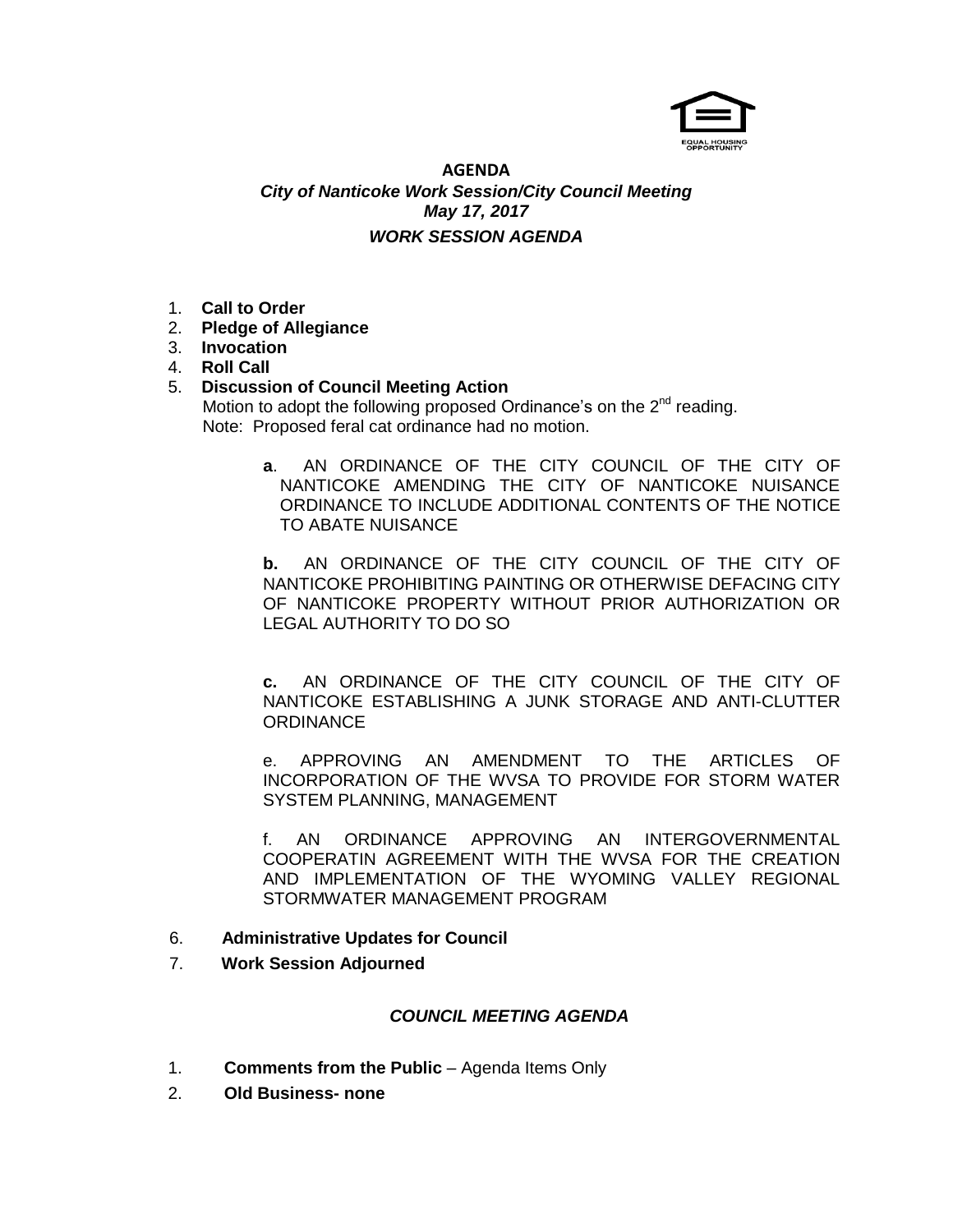EQUAL HOUSING OPPORTUNITY

# AGENDA

***City of Nanticoke Work Session/City Council Meeting***
***May 17, 2017***

## *WORK SESSION AGENDA*

1. **Call to Order**
2. **Pledge of Allegiance**
3. **Invocation**
4. **Roll Call**
5. **Discussion of Council Meeting Action**
   Motion to adopt the following proposed Ordinance's on the 2nd reading.
   Note: Proposed feral cat ordinance had no motion.

   **a**. AN ORDINANCE OF THE CITY COUNCIL OF THE CITY OF NANTICOKE AMENDING THE CITY OF NANTICOKE NUISANCE ORDINANCE TO INCLUDE ADDITIONAL CONTENTS OF THE NOTICE TO ABATE NUISANCE

   **b.** AN ORDINANCE OF THE CITY COUNCIL OF THE CITY OF NANTICOKE PROHIBITING PAINTING OR OTHERWISE DEFACING CITY OF NANTICOKE PROPERTY WITHOUT PRIOR AUTHORIZATION OR LEGAL AUTHORITY TO DO SO

   **c.** AN ORDINANCE OF THE CITY COUNCIL OF THE CITY OF NANTICOKE ESTABLISHING A JUNK STORAGE AND ANTI-CLUTTER ORDINANCE

   e. APPROVING AN AMENDMENT TO THE ARTICLES OF INCORPORATION OF THE WVSA TO PROVIDE FOR STORM WATER SYSTEM PLANNING, MANAGEMENT

   f. AN ORDINANCE APPROVING AN INTERGOVERNMENTAL COOPERATIN AGREEMENT WITH THE WVSA FOR THE CREATION AND IMPLEMENTATION OF THE WYOMING VALLEY REGIONAL STORMWATER MANAGEMENT PROGRAM

6. **Administrative Updates for Council**
7. **Work Session Adjourned**

## *COUNCIL MEETING AGENDA*

1. **Comments from the Public** – Agenda Items Only
2. **Old Business- none**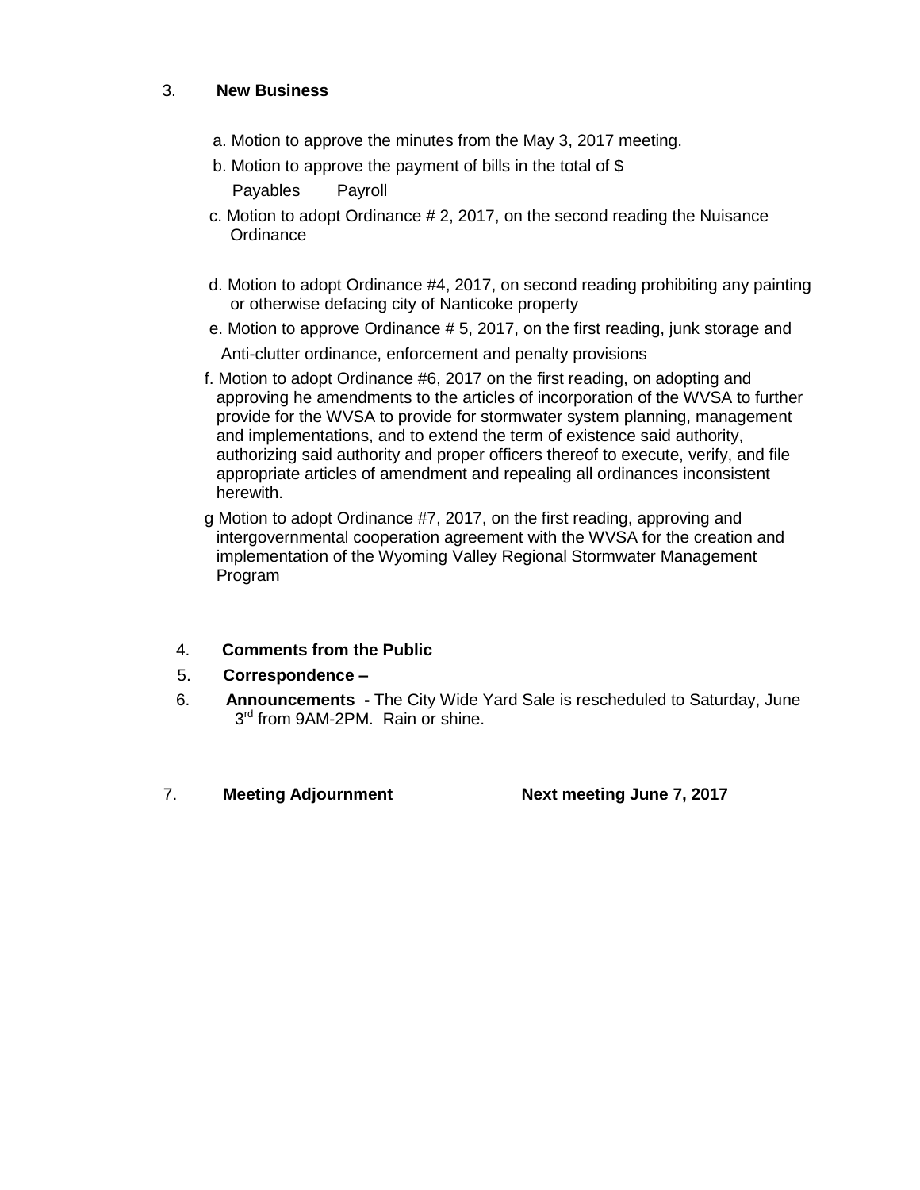3. **New Business**

a. Motion to approve the minutes from the May 3, 2017 meeting.

b. Motion to approve the payment of bills in the total of $

Payables Payroll

c. Motion to adopt Ordinance # 2, 2017, on the second reading the Nuisance Ordinance

d. Motion to adopt Ordinance #4, 2017, on second reading prohibiting any painting or otherwise defacing city of Nanticoke property

e. Motion to approve Ordinance # 5, 2017, on the first reading, junk storage and Anti-clutter ordinance, enforcement and penalty provisions

f. Motion to adopt Ordinance #6, 2017 on the first reading, on adopting and approving he amendments to the articles of incorporation of the WVSA to further provide for the WVSA to provide for stormwater system planning, management and implementations, and to extend the term of existence said authority, authorizing said authority and proper officers thereof to execute, verify, and file appropriate articles of amendment and repealing all ordinances inconsistent herewith.

g Motion to adopt Ordinance #7, 2017, on the first reading, approving and intergovernmental cooperation agreement with the WVSA for the creation and implementation of the Wyoming Valley Regional Stormwater Management Program

4. **Comments from the Public**

5. **Correspondence –**

6. **Announcements -** The City Wide Yard Sale is rescheduled to Saturday, June 3rd from 9AM-2PM. Rain or shine.

7. **Meeting Adjournment** **Next meeting June 7, 2017**